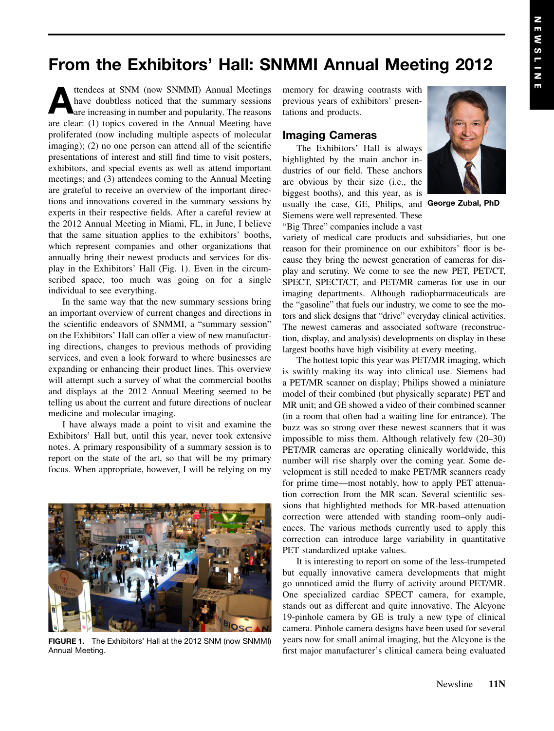# From the Exhibitors' Hall: SNMMI Annual Meeting 2012

Attendees at SNM (now SNMMI) Annual Meetings have doubtless noticed that the summary sessions are increasing in number and popularity. The reasons are clear: (1) topics covered in the Annual Meeting have proliferated (now including multiple aspects of molecular imaging); (2) no one person can attend all of the scientific presentations of interest and still find time to visit posters, exhibitors, and special events as well as attend important meetings; and (3) attendees coming to the Annual Meeting are grateful to receive an overview of the important directions and innovations covered in the summary sessions by experts in their respective fields. After a careful review at the 2012 Annual Meeting in Miami, FL, in June, I believe that the same situation applies to the exhibitors' booths, which represent companies and other organizations that annually bring their newest products and services for display in the Exhibitors' Hall (Fig. 1). Even in the circumscribed space, too much was going on for a single individual to see everything.

In the same way that the new summary sessions bring an important overview of current changes and directions in the scientific endeavors of SNMMI, a "summary session" on the Exhibitors' Hall can offer a view of new manufacturing directions, changes to previous methods of providing services, and even a look forward to where businesses are expanding or enhancing their product lines. This overview will attempt such a survey of what the commercial booths and displays at the 2012 Annual Meeting seemed to be telling us about the current and future directions of nuclear medicine and molecular imaging.

I have always made a point to visit and examine the Exhibitors' Hall but, until this year, never took extensive notes. A primary responsibility of a summary session is to report on the state of the art, so that will be my primary focus. When appropriate, however, I will be relying on my memory for drawing contrasts with previous years of exhibitors' presentations and products.

**FIGURE 1.** The Exhibitors' Hall at the 2012 SNM (now SNMMI) Annual Meeting.

**George Zubal, PhD**

## Imaging Cameras

The Exhibitors' Hall is always highlighted by the main anchor industries of our field. These anchors are obvious by their size (i.e., the biggest booths), and this year, as is usually the case, GE, Philips, and Siemens were well represented. These "Big Three" companies include a vast variety of medical care products and subsidiaries, but one reason for their prominence on our exhibitors' floor is because they bring the newest generation of cameras for display and scrutiny. We come to see the new PET, PET/CT, SPECT, SPECT/CT, and PET/MR cameras for use in our imaging departments. Although radiopharmaceuticals are the "gasoline" that fuels our industry, we come to see the motors and slick designs that "drive" everyday clinical activities. The newest cameras and associated software (reconstruction, display, and analysis) developments on display in these largest booths have high visibility at every meeting.

The hottest topic this year was PET/MR imaging, which is swiftly making its way into clinical use. Siemens had a PET/MR scanner on display; Philips showed a miniature model of their combined (but physically separate) PET and MR unit; and GE showed a video of their combined scanner (in a room that often had a waiting line for entrance). The buzz was so strong over these newest scanners that it was impossible to miss them. Although relatively few (20–30) PET/MR cameras are operating clinically worldwide, this number will rise sharply over the coming year. Some development is still needed to make PET/MR scanners ready for prime time—most notably, how to apply PET attenuation correction from the MR scan. Several scientific sessions that highlighted methods for MR-based attenuation correction were attended with standing room–only audiences. The various methods currently used to apply this correction can introduce large variability in quantitative PET standardized uptake values.

It is interesting to report on some of the less-trumpeted but equally innovative camera developments that might go unnoticed amid the flurry of activity around PET/MR. One specialized cardiac SPECT camera, for example, stands out as different and quite innovative. The Alcyone 19-pinhole camera by GE is truly a new type of clinical camera. Pinhole camera designs have been used for several years now for small animal imaging, but the Alcyone is the first major manufacturer's clinical camera being evaluated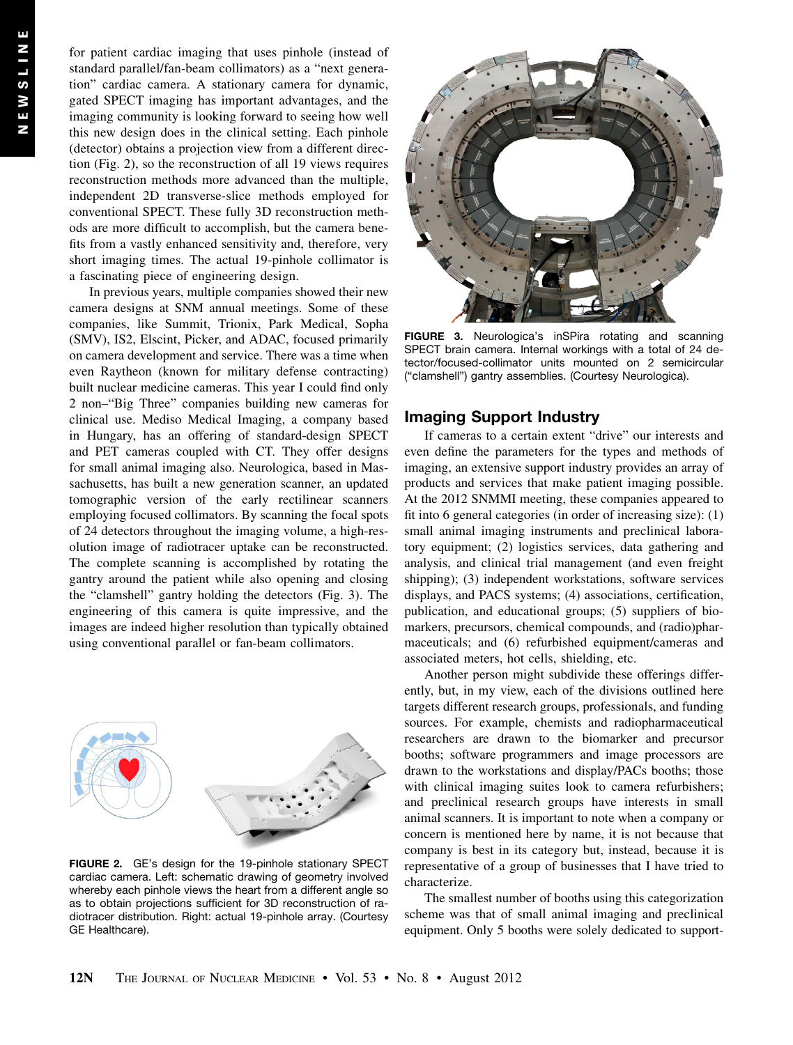for patient cardiac imaging that uses pinhole (instead of standard parallel/fan-beam collimators) as a "next generation" cardiac camera. A stationary camera for dynamic, gated SPECT imaging has important advantages, and the imaging community is looking forward to seeing how well this new design does in the clinical setting. Each pinhole (detector) obtains a projection view from a different direction (Fig. 2), so the reconstruction of all 19 views requires reconstruction methods more advanced than the multiple, independent 2D transverse-slice methods employed for conventional SPECT. These fully 3D reconstruction methods are more difficult to accomplish, but the camera benefits from a vastly enhanced sensitivity and, therefore, very short imaging times. The actual 19-pinhole collimator is a fascinating piece of engineering design.

In previous years, multiple companies showed their new camera designs at SNM annual meetings. Some of these companies, like Summit, Trionix, Park Medical, Sopha (SMV), IS2, Elscint, Picker, and ADAC, focused primarily on camera development and service. There was a time when even Raytheon (known for military defense contracting) built nuclear medicine cameras. This year I could find only 2 non–"Big Three" companies building new cameras for clinical use. Mediso Medical Imaging, a company based in Hungary, has an offering of standard-design SPECT and PET cameras coupled with CT. They offer designs for small animal imaging also. Neurologica, based in Massachusetts, has built a new generation scanner, an updated tomographic version of the early rectilinear scanners employing focused collimators. By scanning the focal spots of 24 detectors throughout the imaging volume, a high-resolution image of radiotracer uptake can be reconstructed. The complete scanning is accomplished by rotating the gantry around the patient while also opening and closing the "clamshell" gantry holding the detectors (Fig. 3). The engineering of this camera is quite impressive, and the images are indeed higher resolution than typically obtained using conventional parallel or fan-beam collimators.

**FIGURE 2.** GE's design for the 19-pinhole stationary SPECT cardiac camera. Left: schematic drawing of geometry involved whereby each pinhole views the heart from a different angle so as to obtain projections sufficient for 3D reconstruction of radiotracer distribution. Right: actual 19-pinhole array. (Courtesy GE Healthcare).

**FIGURE 3.** Neurologica's inSPira rotating and scanning SPECT brain camera. Internal workings with a total of 24 detector/focused-collimator units mounted on 2 semicircular ("clamshell") gantry assemblies. (Courtesy Neurologica).

## Imaging Support Industry

If cameras to a certain extent "drive" our interests and even define the parameters for the types and methods of imaging, an extensive support industry provides an array of products and services that make patient imaging possible. At the 2012 SNMMI meeting, these companies appeared to fit into 6 general categories (in order of increasing size): (1) small animal imaging instruments and preclinical laboratory equipment; (2) logistics services, data gathering and analysis, and clinical trial management (and even freight shipping); (3) independent workstations, software services displays, and PACS systems; (4) associations, certification, publication, and educational groups; (5) suppliers of biomarkers, precursors, chemical compounds, and (radio)pharmaceuticals; and (6) refurbished equipment/cameras and associated meters, hot cells, shielding, etc.

Another person might subdivide these offerings differently, but, in my view, each of the divisions outlined here targets different research groups, professionals, and funding sources. For example, chemists and radiopharmaceutical researchers are drawn to the biomarker and precursor booths; software programmers and image processors are drawn to the workstations and display/PACs booths; those with clinical imaging suites look to camera refurbishers; and preclinical research groups have interests in small animal scanners. It is important to note when a company or concern is mentioned here by name, it is not because that company is best in its category but, instead, because it is representative of a group of businesses that I have tried to characterize.

The smallest number of booths using this categorization scheme was that of small animal imaging and preclinical equipment. Only 5 booths were solely dedicated to support-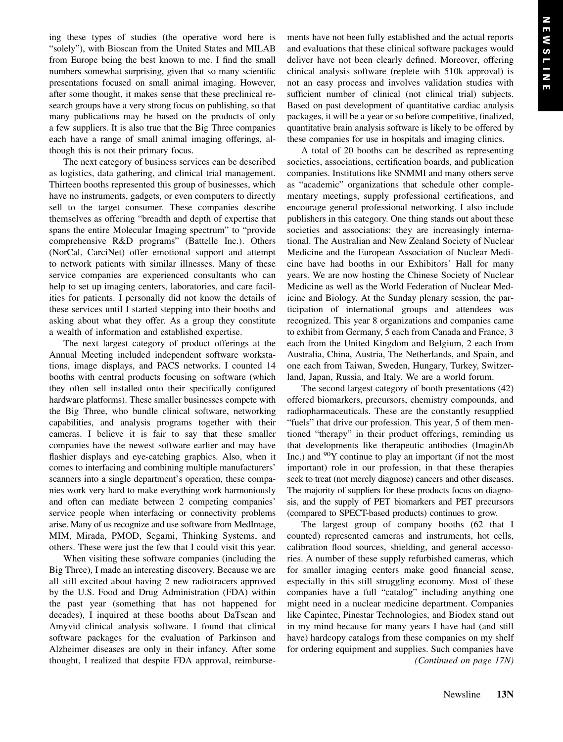ing these types of studies (the operative word here is "solely"), with Bioscan from the United States and MILAB from Europe being the best known to me. I find the small numbers somewhat surprising, given that so many scientific presentations focused on small animal imaging. However, after some thought, it makes sense that these preclinical research groups have a very strong focus on publishing, so that many publications may be based on the products of only a few suppliers. It is also true that the Big Three companies each have a range of small animal imaging offerings, although this is not their primary focus.

The next category of business services can be described as logistics, data gathering, and clinical trial management. Thirteen booths represented this group of businesses, which have no instruments, gadgets, or even computers to directly sell to the target consumer. These companies describe themselves as offering "breadth and depth of expertise that spans the entire Molecular Imaging spectrum" to "provide comprehensive R&D programs" (Battelle Inc.). Others (NorCal, CarciNet) offer emotional support and attempt to network patients with similar illnesses. Many of these service companies are experienced consultants who can help to set up imaging centers, laboratories, and care facilities for patients. I personally did not know the details of these services until I started stepping into their booths and asking about what they offer. As a group they constitute a wealth of information and established expertise.

The next largest category of product offerings at the Annual Meeting included independent software workstations, image displays, and PACS networks. I counted 14 booths with central products focusing on software (which they often sell installed onto their specifically configured hardware platforms). These smaller businesses compete with the Big Three, who bundle clinical software, networking capabilities, and analysis programs together with their cameras. I believe it is fair to say that these smaller companies have the newest software earlier and may have flashier displays and eye-catching graphics. Also, when it comes to interfacing and combining multiple manufacturers' scanners into a single department's operation, these companies work very hard to make everything work harmoniously and often can mediate between 2 competing companies' service people when interfacing or connectivity problems arise. Many of us recognize and use software from MedImage, MIM, Mirada, PMOD, Segami, Thinking Systems, and others. These were just the few that I could visit this year.

When visiting these software companies (including the Big Three), I made an interesting discovery. Because we are all still excited about having 2 new radiotracers approved by the U.S. Food and Drug Administration (FDA) within the past year (something that has not happened for decades), I inquired at these booths about DaTscan and Amyvid clinical analysis software. I found that clinical software packages for the evaluation of Parkinson and Alzheimer diseases are only in their infancy. After some thought, I realized that despite FDA approval, reimbursements have not been fully established and the actual reports and evaluations that these clinical software packages would deliver have not been clearly defined. Moreover, offering clinical analysis software (replete with 510k approval) is not an easy process and involves validation studies with sufficient number of clinical (not clinical trial) subjects. Based on past development of quantitative cardiac analysis packages, it will be a year or so before competitive, finalized, quantitative brain analysis software is likely to be offered by these companies for use in hospitals and imaging clinics.

A total of 20 booths can be described as representing societies, associations, certification boards, and publication companies. Institutions like SNMMI and many others serve as "academic" organizations that schedule other complementary meetings, supply professional certifications, and encourage general professional networking. I also include publishers in this category. One thing stands out about these societies and associations: they are increasingly international. The Australian and New Zealand Society of Nuclear Medicine and the European Association of Nuclear Medicine have had booths in our Exhibitors' Hall for many years. We are now hosting the Chinese Society of Nuclear Medicine as well as the World Federation of Nuclear Medicine and Biology. At the Sunday plenary session, the participation of international groups and attendees was recognized. This year 8 organizations and companies came to exhibit from Germany, 5 each from Canada and France, 3 each from the United Kingdom and Belgium, 2 each from Australia, China, Austria, The Netherlands, and Spain, and one each from Taiwan, Sweden, Hungary, Turkey, Switzerland, Japan, Russia, and Italy. We are a world forum.

The second largest category of booth presentations (42) offered biomarkers, precursors, chemistry compounds, and radiopharmaceuticals. These are the constantly resupplied "fuels" that drive our profession. This year, 5 of them mentioned "therapy" in their product offerings, reminding us that developments like therapeutic antibodies (ImaginAb Inc.) and $^{90}$Y continue to play an important (if not the most important) role in our profession, in that these therapies seek to treat (not merely diagnose) cancers and other diseases. The majority of suppliers for these products focus on diagnosis, and the supply of PET biomarkers and PET precursors (compared to SPECT-based products) continues to grow.

The largest group of company booths (62 that I counted) represented cameras and instruments, hot cells, calibration flood sources, shielding, and general accessories. A number of these supply refurbished cameras, which for smaller imaging centers make good financial sense, especially in this still struggling economy. Most of these companies have a full "catalog" including anything one might need in a nuclear medicine department. Companies like Capintec, Pinestar Technologies, and Biodex stand out in my mind because for many years I have had (and still have) hardcopy catalogs from these companies on my shelf for ordering equipment and supplies. Such companies have

*(Continued on page 17N)*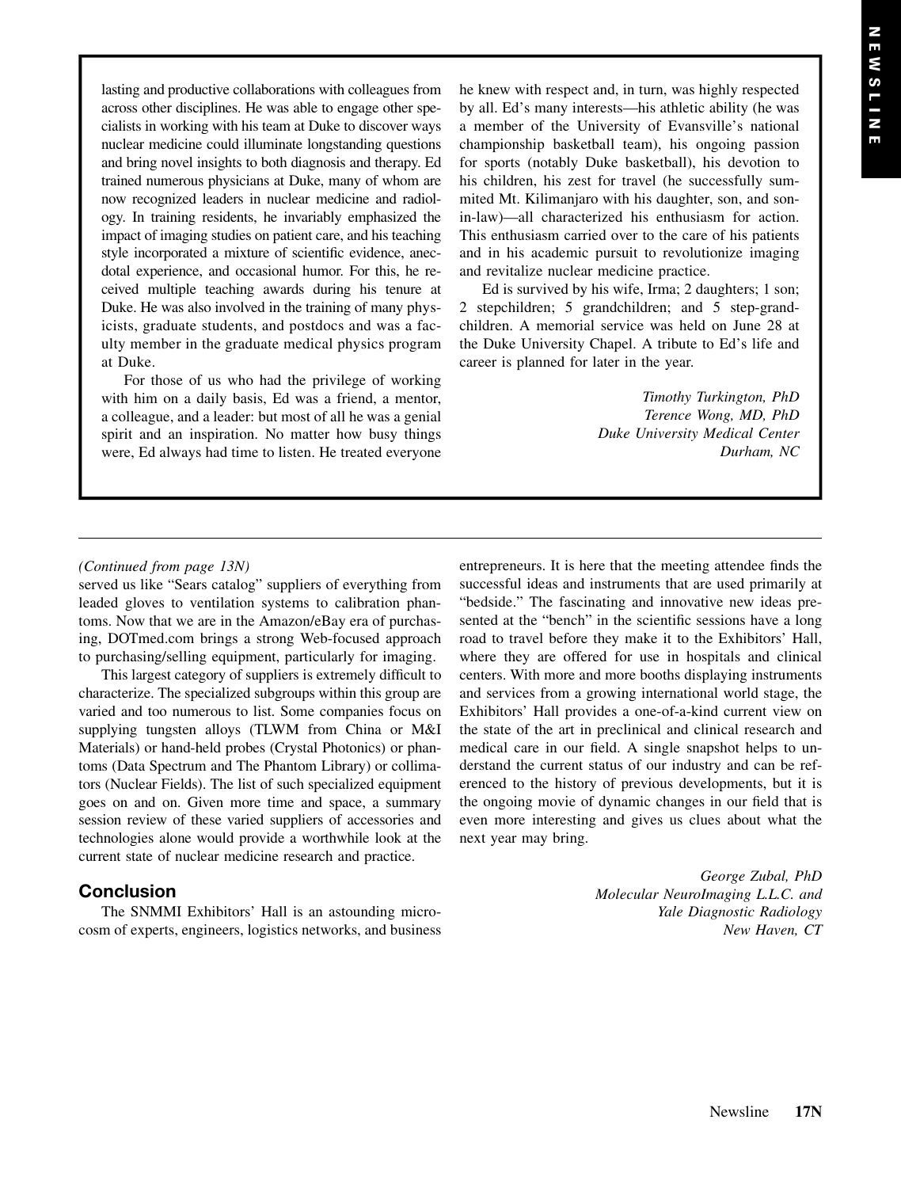lasting and productive collaborations with colleagues from across other disciplines. He was able to engage other specialists in working with his team at Duke to discover ways nuclear medicine could illuminate longstanding questions and bring novel insights to both diagnosis and therapy. Ed trained numerous physicians at Duke, many of whom are now recognized leaders in nuclear medicine and radiology. In training residents, he invariably emphasized the impact of imaging studies on patient care, and his teaching style incorporated a mixture of scientific evidence, anecdotal experience, and occasional humor. For this, he received multiple teaching awards during his tenure at Duke. He was also involved in the training of many physicists, graduate students, and postdocs and was a faculty member in the graduate medical physics program at Duke.

For those of us who had the privilege of working with him on a daily basis, Ed was a friend, a mentor, a colleague, and a leader: but most of all he was a genial spirit and an inspiration. No matter how busy things were, Ed always had time to listen. He treated everyone he knew with respect and, in turn, was highly respected by all. Ed's many interests—his athletic ability (he was a member of the University of Evansville's national championship basketball team), his ongoing passion for sports (notably Duke basketball), his devotion to his children, his zest for travel (he successfully summited Mt. Kilimanjaro with his daughter, son, and son-in-law)—all characterized his enthusiasm for action. This enthusiasm carried over to the care of his patients and in his academic pursuit to revolutionize imaging and revitalize nuclear medicine practice.

Ed is survived by his wife, Irma; 2 daughters; 1 son; 2 stepchildren; 5 grandchildren; and 5 step-grandchildren. A memorial service was held on June 28 at the Duke University Chapel. A tribute to Ed's life and career is planned for later in the year.

*Timothy Turkington, PhD*
*Terence Wong, MD, PhD*
*Duke University Medical Center*
*Durham, NC*

---

*(Continued from page 13N)*

served us like "Sears catalog" suppliers of everything from leaded gloves to ventilation systems to calibration phantoms. Now that we are in the Amazon/eBay era of purchasing, DOTmed.com brings a strong Web-focused approach to purchasing/selling equipment, particularly for imaging.

This largest category of suppliers is extremely difficult to characterize. The specialized subgroups within this group are varied and too numerous to list. Some companies focus on supplying tungsten alloys (TLWM from China or M&I Materials) or hand-held probes (Crystal Photonics) or phantoms (Data Spectrum and The Phantom Library) or collimators (Nuclear Fields). The list of such specialized equipment goes on and on. Given more time and space, a summary session review of these varied suppliers of accessories and technologies alone would provide a worthwhile look at the current state of nuclear medicine research and practice.

## Conclusion

The SNMMI Exhibitors' Hall is an astounding microcosm of experts, engineers, logistics networks, and business entrepreneurs. It is here that the meeting attendee finds the successful ideas and instruments that are used primarily at "bedside." The fascinating and innovative new ideas presented at the "bench" in the scientific sessions have a long road to travel before they make it to the Exhibitors' Hall, where they are offered for use in hospitals and clinical centers. With more and more booths displaying instruments and services from a growing international world stage, the Exhibitors' Hall provides a one-of-a-kind current view on the state of the art in preclinical and clinical research and medical care in our field. A single snapshot helps to understand the current status of our industry and can be referenced to the history of previous developments, but it is the ongoing movie of dynamic changes in our field that is even more interesting and gives us clues about what the next year may bring.

*George Zubal, PhD*
*Molecular NeuroImaging L.L.C. and*
*Yale Diagnostic Radiology*
*New Haven, CT*